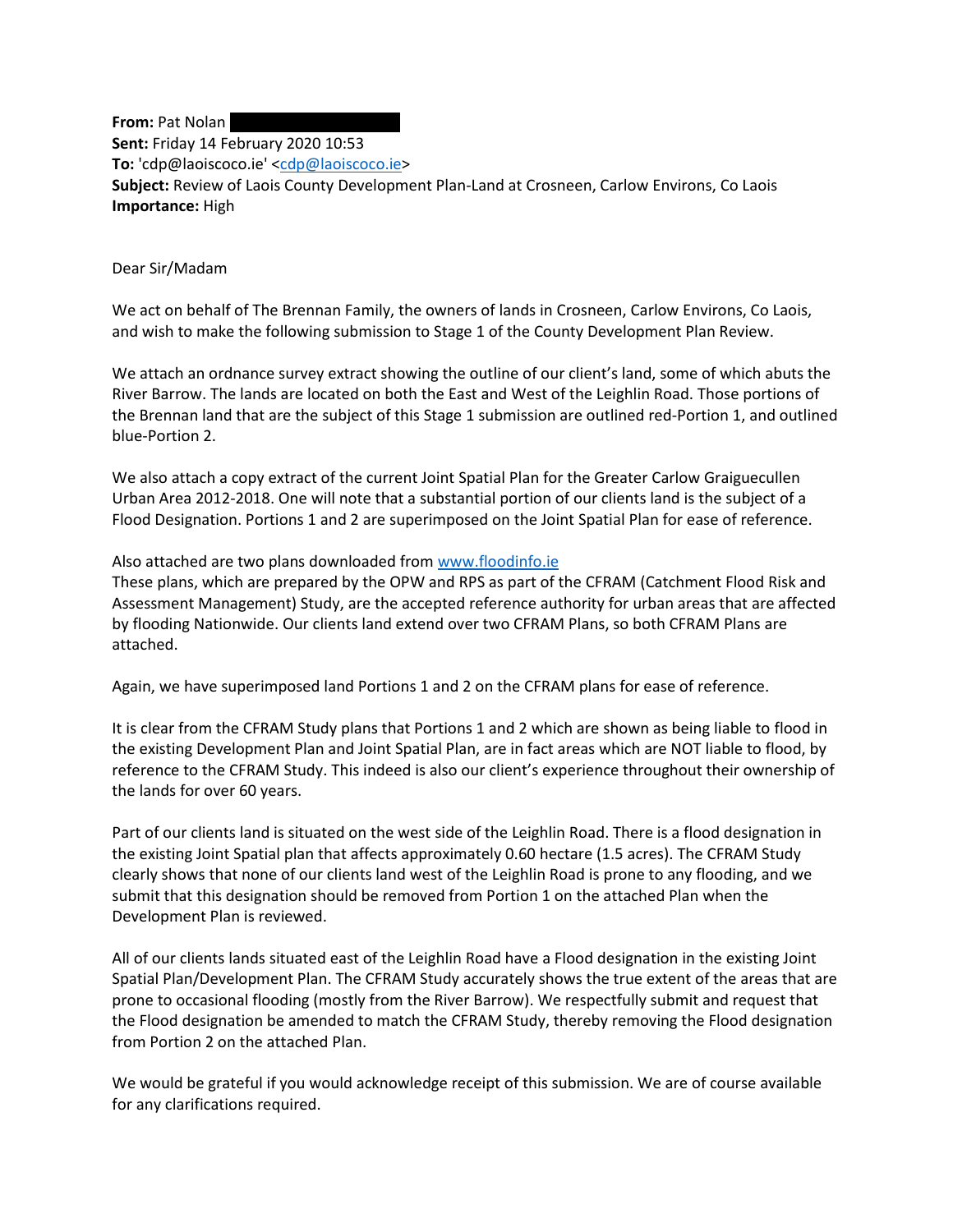**From:** Pat Nolan  
**Sent:** Friday 14 February 2020 10:53  
**To:** 'cdp@laoiscoco.ie' <cdp@laoiscoco.ie>  
**Subject:** Review of Laois County Development Plan-Land at Crosneen, Carlow Environs, Co Laois  
**Importance:** High

Dear Sir/Madam

We act on behalf of The Brennan Family, the owners of lands in Crosneen, Carlow Environs, Co Laois, and wish to make the following submission to Stage 1 of the County Development Plan Review.

We attach an ordnance survey extract showing the outline of our client's land, some of which abuts the River Barrow. The lands are located on both the East and West of the Leighlin Road. Those portions of the Brennan land that are the subject of this Stage 1 submission are outlined red-Portion 1, and outlined blue-Portion 2.

We also attach a copy extract of the current Joint Spatial Plan for the Greater Carlow Graiguecullen Urban Area 2012-2018. One will note that a substantial portion of our clients land is the subject of a Flood Designation. Portions 1 and 2 are superimposed on the Joint Spatial Plan for ease of reference.

Also attached are two plans downloaded from www.floodinfo.ie  
These plans, which are prepared by the OPW and RPS as part of the CFRAM (Catchment Flood Risk and Assessment Management) Study, are the accepted reference authority for urban areas that are affected by flooding Nationwide. Our clients land extend over two CFRAM Plans, so both CFRAM Plans are attached.

Again, we have superimposed land Portions 1 and 2 on the CFRAM plans for ease of reference.

It is clear from the CFRAM Study plans that Portions 1 and 2 which are shown as being liable to flood in the existing Development Plan and Joint Spatial Plan, are in fact areas which are NOT liable to flood, by reference to the CFRAM Study. This indeed is also our client's experience throughout their ownership of the lands for over 60 years.

Part of our clients land is situated on the west side of the Leighlin Road. There is a flood designation in the existing Joint Spatial plan that affects approximately 0.60 hectare (1.5 acres). The CFRAM Study clearly shows that none of our clients land west of the Leighlin Road is prone to any flooding, and we submit that this designation should be removed from Portion 1 on the attached Plan when the Development Plan is reviewed.

All of our clients lands situated east of the Leighlin Road have a Flood designation in the existing Joint Spatial Plan/Development Plan. The CFRAM Study accurately shows the true extent of the areas that are prone to occasional flooding (mostly from the River Barrow). We respectfully submit and request that the Flood designation be amended to match the CFRAM Study, thereby removing the Flood designation from Portion 2 on the attached Plan.

We would be grateful if you would acknowledge receipt of this submission. We are of course available for any clarifications required.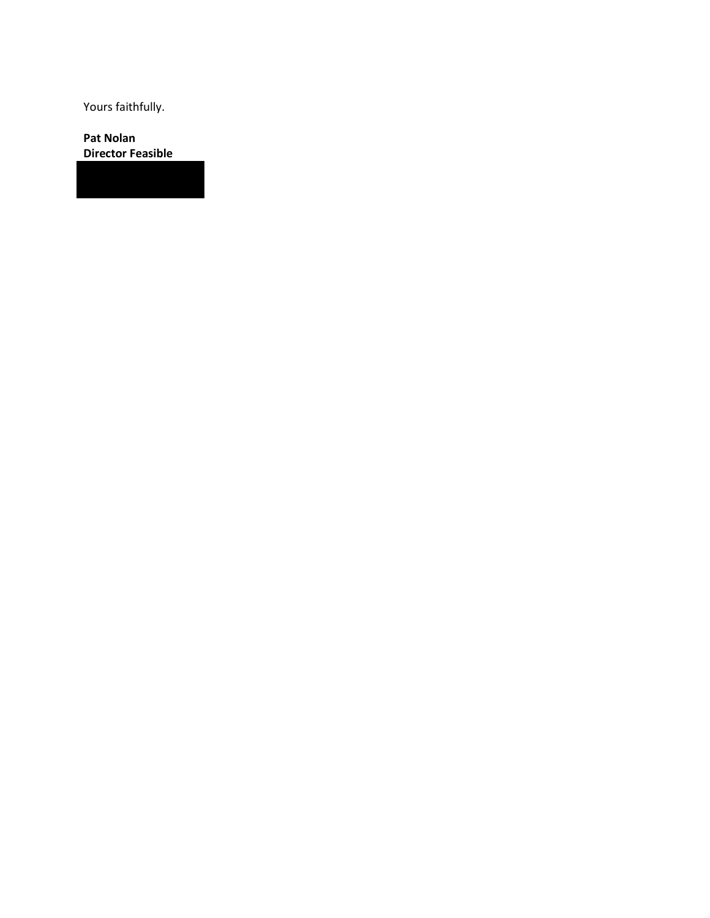Yours faithfully.

**Pat Nolan**
**Director Feasible**